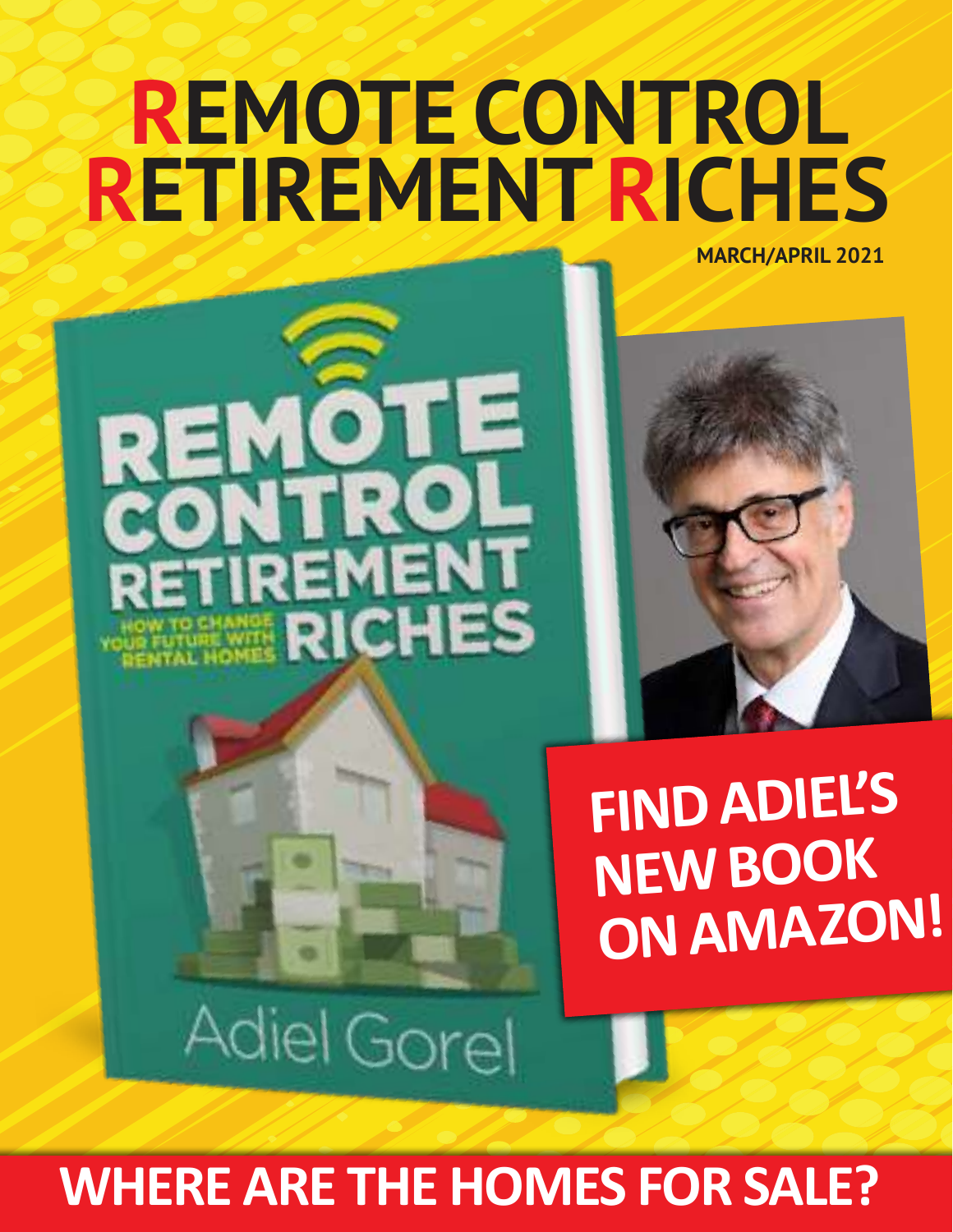# REMOTE CONTROL RETIREMENT RICHES

**MARCH/APRIL 2021**

REMOTE CONTROL RETIREMENT RICHES

HOW TO CHANGE YOUR FUTURE WITH RENTAL HOMES

Adiel Gorel

## FIND ADIEL'S NEW BOOK ON AMAZON!

## WHERE ARE THE HOMES FOR SALE?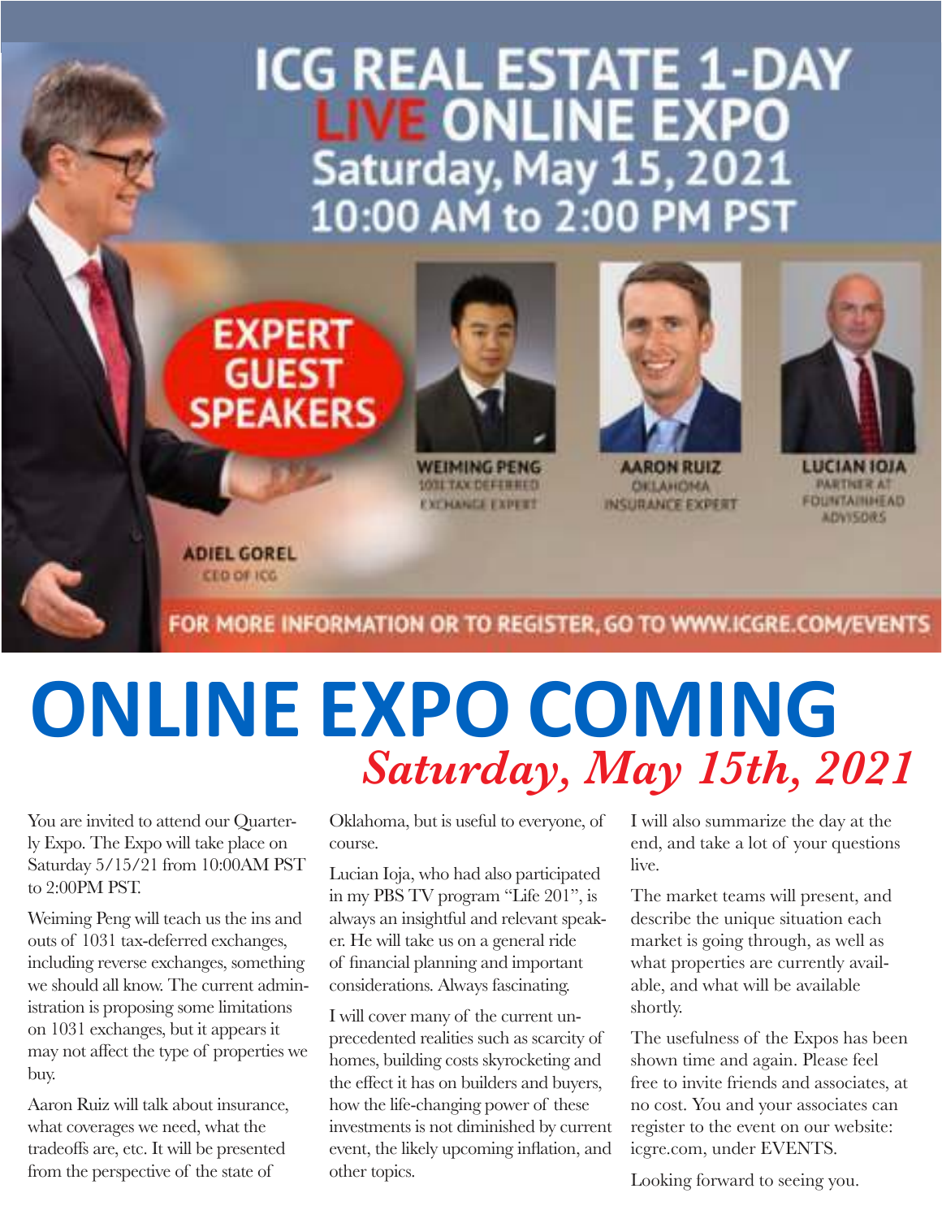# ICG REAL ESTATE 1-DAY LIVE ONLINE EXPO

## Saturday, May 15, 2021
## 10:00 AM to 2:00 PM PST

**EXPERT GUEST SPEAKERS**

**WEIMING PENG**
1031 TAX DEFERRED EXCHANGE EXPERT

**AARON RUIZ**
OKLAHOMA INSURANCE EXPERT

**LUCIAN IOJA**
PARTNER AT FOUNTAINHEAD ADVISORS

**ADIEL GOREL**
CEO OF ICG

FOR MORE INFORMATION OR TO REGISTER, GO TO WWW.ICGRE.COM/EVENTS

# ONLINE EXPO COMING

## *Saturday, May 15th, 2021*

You are invited to attend our Quarterly Expo. The Expo will take place on Saturday 5/15/21 from 10:00AM PST to 2:00PM PST.

Weiming Peng will teach us the ins and outs of 1031 tax-deferred exchanges, including reverse exchanges, something we should all know. The current administration is proposing some limitations on 1031 exchanges, but it appears it may not affect the type of properties we buy.

Aaron Ruiz will talk about insurance, what coverages we need, what the tradeoffs are, etc. It will be presented from the perspective of the state of Oklahoma, but is useful to everyone, of course.

Lucian Ioja, who had also participated in my PBS TV program "Life 201", is always an insightful and relevant speaker. He will take us on a general ride of financial planning and important considerations. Always fascinating.

I will cover many of the current unprecedented realities such as scarcity of homes, building costs skyrocketing and the effect it has on builders and buyers, how the life-changing power of these investments is not diminished by current event, the likely upcoming inflation, and other topics.

I will also summarize the day at the end, and take a lot of your questions live.

The market teams will present, and describe the unique situation each market is going through, as well as what properties are currently available, and what will be available shortly.

The usefulness of the Expos has been shown time and again. Please feel free to invite friends and associates, at no cost. You and your associates can register to the event on our website: icgre.com, under EVENTS.

Looking forward to seeing you.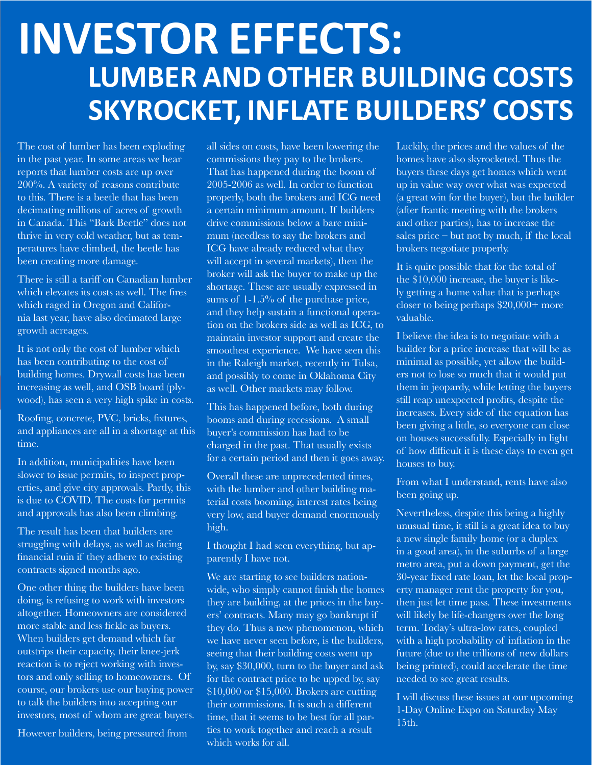# INVESTOR EFFECTS:

## LUMBER AND OTHER BUILDING COSTS SKYROCKET, INFLATE BUILDERS' COSTS

The cost of lumber has been exploding in the past year. In some areas we hear reports that lumber costs are up over 200%. A variety of reasons contribute to this. There is a beetle that has been decimating millions of acres of growth in Canada. This "Bark Beetle" does not thrive in very cold weather, but as temperatures have climbed, the beetle has been creating more damage.

There is still a tariff on Canadian lumber which elevates its costs as well. The fires which raged in Oregon and California last year, have also decimated large growth acreages.

It is not only the cost of lumber which has been contributing to the cost of building homes. Drywall costs has been increasing as well, and OSB board (plywood), has seen a very high spike in costs.

Roofing, concrete, PVC, bricks, fixtures, and appliances are all in a shortage at this time.

In addition, municipalities have been slower to issue permits, to inspect properties, and give city approvals. Partly, this is due to COVID. The costs for permits and approvals has also been climbing.

The result has been that builders are struggling with delays, as well as facing financial ruin if they adhere to existing contracts signed months ago.

One other thing the builders have been doing, is refusing to work with investors altogether. Homeowners are considered more stable and less fickle as buyers. When builders get demand which far outstrips their capacity, their knee-jerk reaction is to reject working with investors and only selling to homeowners. Of course, our brokers use our buying power to talk the builders into accepting our investors, most of whom are great buyers.

However builders, being pressured from all sides on costs, have been lowering the commissions they pay to the brokers. That has happened during the boom of 2005-2006 as well. In order to function properly, both the brokers and ICG need a certain minimum amount. If builders drive commissions below a bare minimum (needless to say the brokers and ICG have already reduced what they will accept in several markets), then the broker will ask the buyer to make up the shortage. These are usually expressed in sums of 1-1.5% of the purchase price, and they help sustain a functional operation on the brokers side as well as ICG, to maintain investor support and create the smoothest experience. We have seen this in the Raleigh market, recently in Tulsa, and possibly to come in Oklahoma City as well. Other markets may follow.

This has happened before, both during booms and during recessions. A small buyer's commission has had to be charged in the past. That usually exists for a certain period and then it goes away.

Overall these are unprecedented times, with the lumber and other building material costs booming, interest rates being very low, and buyer demand enormously high.

I thought I had seen everything, but apparently I have not.

We are starting to see builders nationwide, who simply cannot finish the homes they are building, at the prices in the buyers' contracts. Many may go bankrupt if they do. Thus a new phenomenon, which we have never seen before, is the builders, seeing that their building costs went up by, say $30,000, turn to the buyer and ask for the contract price to be upped by, say $10,000 or $15,000. Brokers are cutting their commissions. It is such a different time, that it seems to be best for all parties to work together and reach a result which works for all.

Luckily, the prices and the values of the homes have also skyrocketed. Thus the buyers these days get homes which went up in value way over what was expected (a great win for the buyer), but the builder (after frantic meeting with the brokers and other parties), has to increase the sales price – but not by much, if the local brokers negotiate properly.

It is quite possible that for the total of the $10,000 increase, the buyer is likely getting a home value that is perhaps closer to being perhaps $20,000+ more valuable.

I believe the idea is to negotiate with a builder for a price increase that will be as minimal as possible, yet allow the builders not to lose so much that it would put them in jeopardy, while letting the buyers still reap unexpected profits, despite the increases. Every side of the equation has been giving a little, so everyone can close on houses successfully. Especially in light of how difficult it is these days to even get houses to buy.

From what I understand, rents have also been going up.

Nevertheless, despite this being a highly unusual time, it still is a great idea to buy a new single family home (or a duplex in a good area), in the suburbs of a large metro area, put a down payment, get the 30-year fixed rate loan, let the local property manager rent the property for you, then just let time pass. These investments will likely be life-changers over the long term. Today's ultra-low rates, coupled with a high probability of inflation in the future (due to the trillions of new dollars being printed), could accelerate the time needed to see great results.

I will discuss these issues at our upcoming 1-Day Online Expo on Saturday May 15th.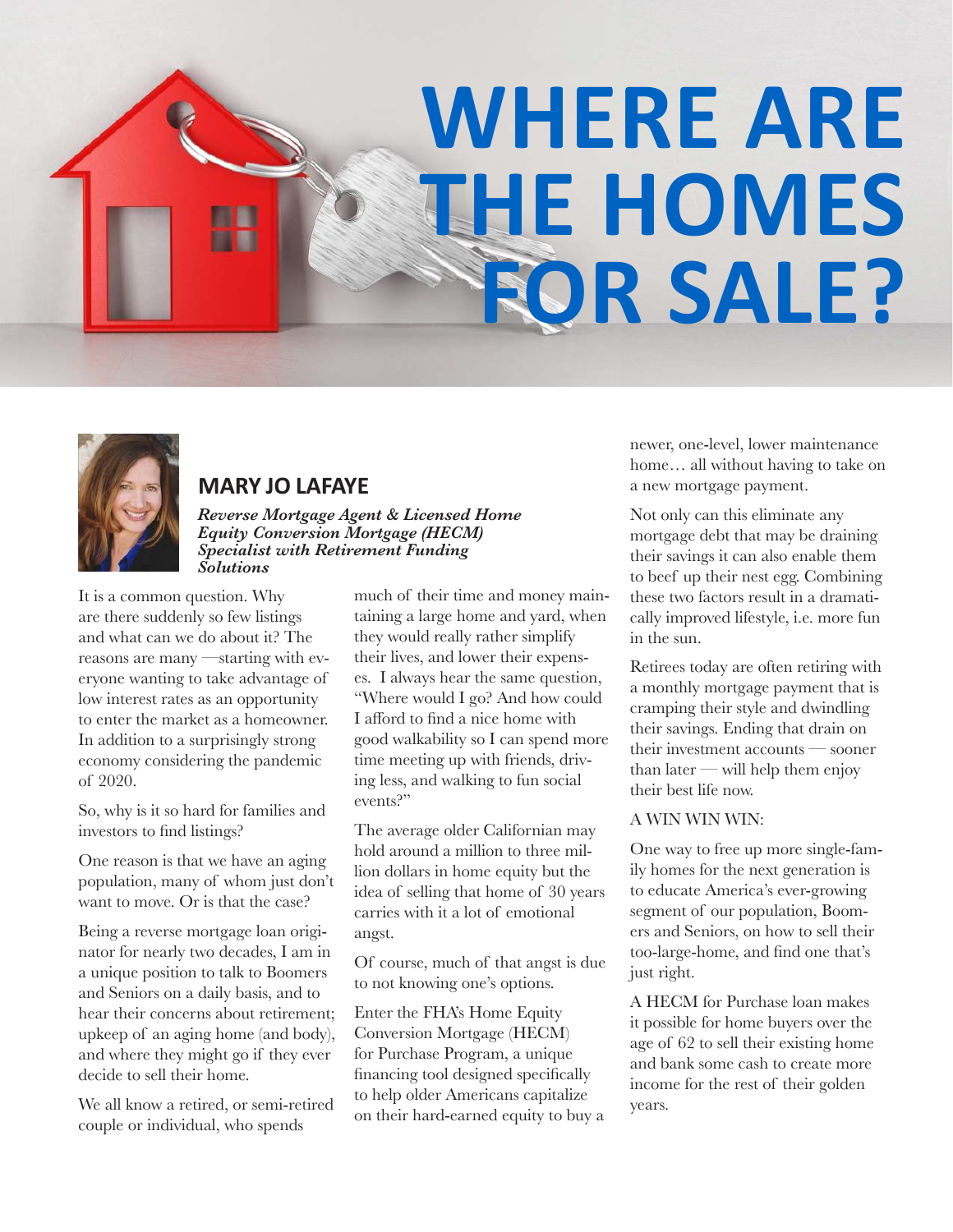# WHERE ARE THE HOMES FOR SALE?

## MARY JO LAFAYE

***Reverse Mortgage Agent & Licensed Home Equity Conversion Mortgage (HECM) Specialist with Retirement Funding Solutions***

It is a common question. Why are there suddenly so few listings and what can we do about it? The reasons are many —starting with everyone wanting to take advantage of low interest rates as an opportunity to enter the market as a homeowner. In addition to a surprisingly strong economy considering the pandemic of 2020.

So, why is it so hard for families and investors to find listings?

One reason is that we have an aging population, many of whom just don't want to move. Or is that the case?

Being a reverse mortgage loan originator for nearly two decades, I am in a unique position to talk to Boomers and Seniors on a daily basis, and to hear their concerns about retirement; upkeep of an aging home (and body), and where they might go if they ever decide to sell their home.

We all know a retired, or semi-retired couple or individual, who spends much of their time and money maintaining a large home and yard, when they would really rather simplify their lives, and lower their expenses. I always hear the same question, "Where would I go? And how could I afford to find a nice home with good walkability so I can spend more time meeting up with friends, driving less, and walking to fun social events?"

The average older Californian may hold around a million to three million dollars in home equity but the idea of selling that home of 30 years carries with it a lot of emotional angst.

Of course, much of that angst is due to not knowing one's options.

Enter the FHA's Home Equity Conversion Mortgage (HECM) for Purchase Program, a unique financing tool designed specifically to help older Americans capitalize on their hard-earned equity to buy a newer, one-level, lower maintenance home… all without having to take on a new mortgage payment.

Not only can this eliminate any mortgage debt that may be draining their savings it can also enable them to beef up their nest egg. Combining these two factors result in a dramatically improved lifestyle, i.e. more fun in the sun.

Retirees today are often retiring with a monthly mortgage payment that is cramping their style and dwindling their savings. Ending that drain on their investment accounts — sooner than later — will help them enjoy their best life now.

A WIN WIN WIN:

One way to free up more single-family homes for the next generation is to educate America's ever-growing segment of our population, Boomers and Seniors, on how to sell their too-large-home, and find one that's just right.

A HECM for Purchase loan makes it possible for home buyers over the age of 62 to sell their existing home and bank some cash to create more income for the rest of their golden years.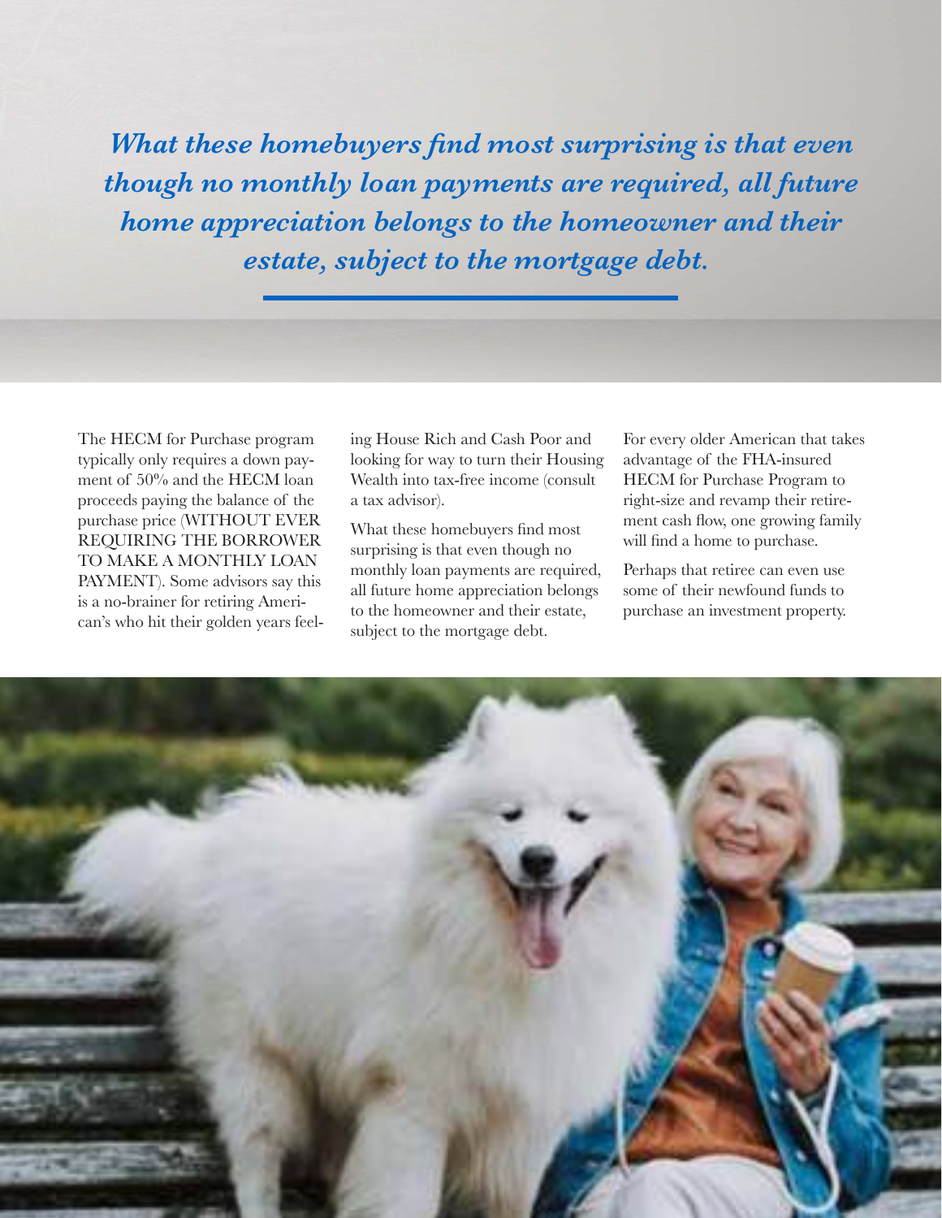*What these homebuyers find most surprising is that even though no monthly loan payments are required, all future home appreciation belongs to the homeowner and their estate, subject to the mortgage debt.*

The HECM for Purchase program typically only requires a down payment of 50% and the HECM loan proceeds paying the balance of the purchase price (WITHOUT EVER REQUIRING THE BORROWER TO MAKE A MONTHLY LOAN PAYMENT). Some advisors say this is a no-brainer for retiring American's who hit their golden years feeling House Rich and Cash Poor and looking for way to turn their Housing Wealth into tax-free income (consult a tax advisor).

What these homebuyers find most surprising is that even though no monthly loan payments are required, all future home appreciation belongs to the homeowner and their estate, subject to the mortgage debt.

For every older American that takes advantage of the FHA-insured HECM for Purchase Program to right-size and revamp their retirement cash flow, one growing family will find a home to purchase.

Perhaps that retiree can even use some of their newfound funds to purchase an investment property.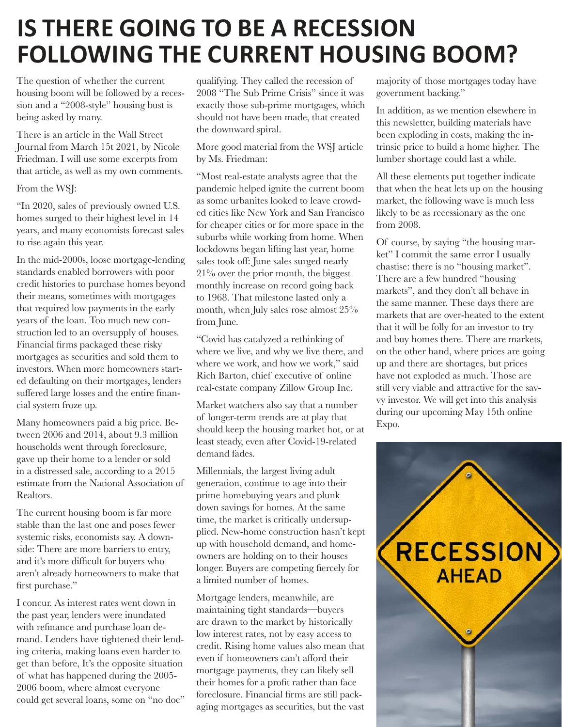# IS THERE GOING TO BE A RECESSION FOLLOWING THE CURRENT HOUSING BOOM?

The question of whether the current housing boom will be followed by a recession and a "2008-style" housing bust is being asked by many.

There is an article in the Wall Street Journal from March 15t 2021, by Nicole Friedman. I will use some excerpts from that article, as well as my own comments.

From the WSJ:

"In 2020, sales of previously owned U.S. homes surged to their highest level in 14 years, and many economists forecast sales to rise again this year.

In the mid-2000s, loose mortgage-lending standards enabled borrowers with poor credit histories to purchase homes beyond their means, sometimes with mortgages that required low payments in the early years of the loan. Too much new construction led to an oversupply of houses. Financial firms packaged these risky mortgages as securities and sold them to investors. When more homeowners started defaulting on their mortgages, lenders suffered large losses and the entire financial system froze up.

Many homeowners paid a big price. Between 2006 and 2014, about 9.3 million households went through foreclosure, gave up their home to a lender or sold in a distressed sale, according to a 2015 estimate from the National Association of Realtors.

The current housing boom is far more stable than the last one and poses fewer systemic risks, economists say. A downside: There are more barriers to entry, and it's more difficult for buyers who aren't already homeowners to make that first purchase."

I concur. As interest rates went down in the past year, lenders were inundated with refinance and purchase loan demand. Lenders have tightened their lending criteria, making loans even harder to get than before, It's the opposite situation of what has happened during the 2005-2006 boom, where almost everyone could get several loans, some on "no doc" qualifying. They called the recession of 2008 "The Sub Prime Crisis" since it was exactly those sub-prime mortgages, which should not have been made, that created the downward spiral.

More good material from the WSJ article by Ms. Friedman:

"Most real-estate analysts agree that the pandemic helped ignite the current boom as some urbanites looked to leave crowded cities like New York and San Francisco for cheaper cities or for more space in the suburbs while working from home. When lockdowns began lifting last year, home sales took off: June sales surged nearly 21% over the prior month, the biggest monthly increase on record going back to 1968. That milestone lasted only a month, when July sales rose almost 25% from June.

"Covid has catalyzed a rethinking of where we live, and why we live there, and where we work, and how we work," said Rich Barton, chief executive of online real-estate company Zillow Group Inc.

Market watchers also say that a number of longer-term trends are at play that should keep the housing market hot, or at least steady, even after Covid-19-related demand fades.

Millennials, the largest living adult generation, continue to age into their prime homebuying years and plunk down savings for homes. At the same time, the market is critically undersupplied. New-home construction hasn't kept up with household demand, and homeowners are holding on to their houses longer. Buyers are competing fiercely for a limited number of homes.

Mortgage lenders, meanwhile, are maintaining tight standards—buyers are drawn to the market by historically low interest rates, not by easy access to credit. Rising home values also mean that even if homeowners can't afford their mortgage payments, they can likely sell their homes for a profit rather than face foreclosure. Financial firms are still packaging mortgages as securities, but the vast majority of those mortgages today have government backing."

In addition, as we mention elsewhere in this newsletter, building materials have been exploding in costs, making the intrinsic price to build a home higher. The lumber shortage could last a while.

All these elements put together indicate that when the heat lets up on the housing market, the following wave is much less likely to be as recessionary as the one from 2008.

Of course, by saying "the housing market" I commit the same error I usually chastise: there is no "housing market". There are a few hundred "housing markets", and they don't all behave in the same manner. These days there are markets that are over-heated to the extent that it will be folly for an investor to try and buy homes there. There are markets, on the other hand, where prices are going up and there are shortages, but prices have not exploded as much. Those are still very viable and attractive for the savvy investor. We will get into this analysis during our upcoming May 15th online Expo.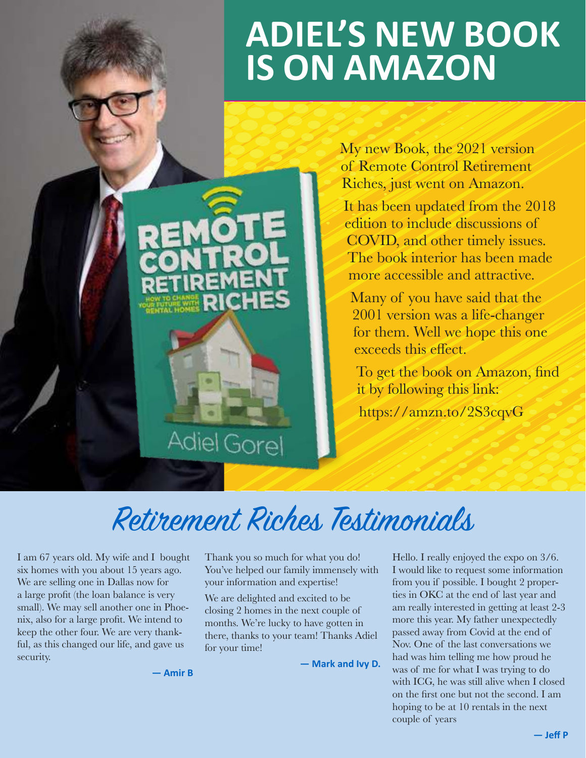# ADIEL'S NEW BOOK IS ON AMAZON

My new Book, the 2021 version of Remote Control Retirement Riches, just went on Amazon.

It has been updated from the 2018 edition to include discussions of COVID, and other timely issues. The book interior has been made more accessible and attractive.

Many of you have said that the 2001 version was a life-changer for them. Well we hope this one exceeds this effect.

To get the book on Amazon, find it by following this link:

https://amzn.to/2S3cqvG

# Retirement Riches Testimonials

I am 67 years old. My wife and I bought six homes with you about 15 years ago. We are selling one in Dallas now for a large profit (the loan balance is very small). We may sell another one in Phoenix, also for a large profit. We intend to keep the other four. We are very thankful, as this changed our life, and gave us security.

**— Amir B**

Thank you so much for what you do! You've helped our family immensely with your information and expertise!

We are delighted and excited to be closing 2 homes in the next couple of months. We're lucky to have gotten in there, thanks to your team! Thanks Adiel for your time!

**— Mark and Ivy D.**

Hello. I really enjoyed the expo on 3/6. I would like to request some information from you if possible. I bought 2 properties in OKC at the end of last year and am really interested in getting at least 2-3 more this year. My father unexpectedly passed away from Covid at the end of Nov. One of the last conversations we had was him telling me how proud he was of me for what I was trying to do with ICG, he was still alive when I closed on the first one but not the second. I am hoping to be at 10 rentals in the next couple of years

**— Jeff P**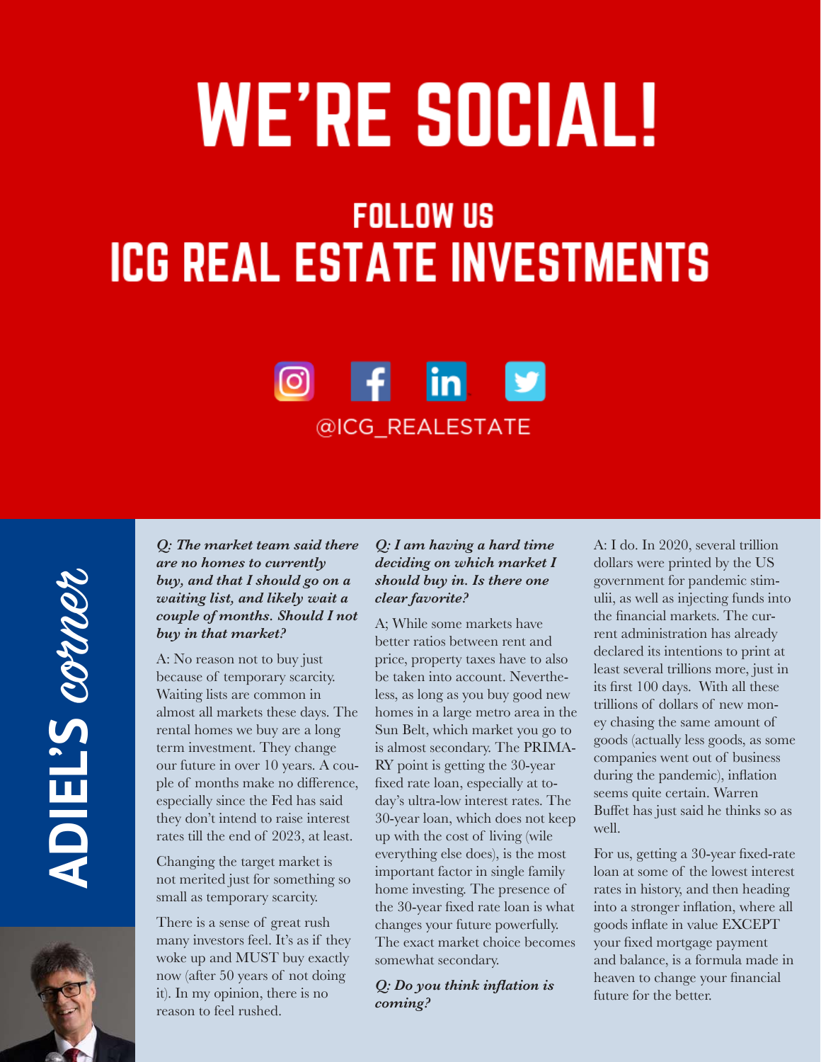# WE'RE SOCIAL!

## FOLLOW US
## ICG REAL ESTATE INVESTMENTS

@ICG_REALESTATE

## ADIEL'S *corner*

***Q: The market team said there are no homes to currently buy, and that I should go on a waiting list, and likely wait a couple of months. Should I not buy in that market?***

A: No reason not to buy just because of temporary scarcity. Waiting lists are common in almost all markets these days. The rental homes we buy are a long term investment. They change our future in over 10 years. A couple of months make no difference, especially since the Fed has said they don't intend to raise interest rates till the end of 2023, at least.

Changing the target market is not merited just for something so small as temporary scarcity.

There is a sense of great rush many investors feel. It's as if they woke up and MUST buy exactly now (after 50 years of not doing it). In my opinion, there is no reason to feel rushed.

***Q: I am having a hard time deciding on which market I should buy in. Is there one clear favorite?***

A; While some markets have better ratios between rent and price, property taxes have to also be taken into account. Nevertheless, as long as you buy good new homes in a large metro area in the Sun Belt, which market you go to is almost secondary. The PRIMARY point is getting the 30-year fixed rate loan, especially at today's ultra-low interest rates. The 30-year loan, which does not keep up with the cost of living (wile everything else does), is the most important factor in single family home investing. The presence of the 30-year fixed rate loan is what changes your future powerfully. The exact market choice becomes somewhat secondary.

***Q: Do you think inflation is coming?***

A: I do. In 2020, several trillion dollars were printed by the US government for pandemic stimulii, as well as injecting funds into the financial markets. The current administration has already declared its intentions to print at least several trillions more, just in its first 100 days. With all these trillions of dollars of new money chasing the same amount of goods (actually less goods, as some companies went out of business during the pandemic), inflation seems quite certain. Warren Buffet has just said he thinks so as well.

For us, getting a 30-year fixed-rate loan at some of the lowest interest rates in history, and then heading into a stronger inflation, where all goods inflate in value EXCEPT your fixed mortgage payment and balance, is a formula made in heaven to change your financial future for the better.